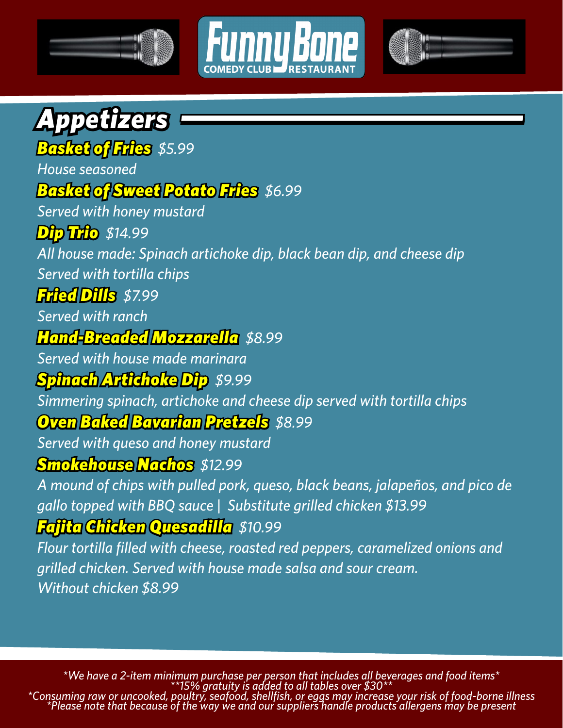# FunnyBone COMEDY CLUB RESTAURANT

## Appetizers

### Basket of Fries $5.99
*House seasoned*

### Basket of Sweet Potato Fries $6.99
*Served with honey mustard*

### Dip Trio $14.99
*All house made: Spinach artichoke dip, black bean dip, and cheese dip*
*Served with tortilla chips*

### Fried Dills $7.99
*Served with ranch*

### Hand-Breaded Mozzarella $8.99
*Served with house made marinara*

### Spinach Artichoke Dip $9.99
*Simmering spinach, artichoke and cheese dip served with tortilla chips*

### Oven Baked Bavarian Pretzels $8.99
*Served with queso and honey mustard*

### Smokehouse Nachos $12.99
*A mound of chips with pulled pork, queso, black beans, jalapeños, and pico de gallo topped with BBQ sauce | Substitute grilled chicken $13.99*

### Fajita Chicken Quesadilla $10.99
*Flour tortilla filled with cheese, roasted red peppers, caramelized onions and grilled chicken. Served with house made salsa and sour cream.*
*Without chicken $8.99*

*We have a 2-item minimum purchase per person that includes all beverages and food items*
**15% gratuity is added to all tables over $30**
*Consuming raw or uncooked, poultry, seafood, shellfish, or eggs may increase your risk of food-borne illness
*Please note that because of the way we and our suppliers handle products allergens may be present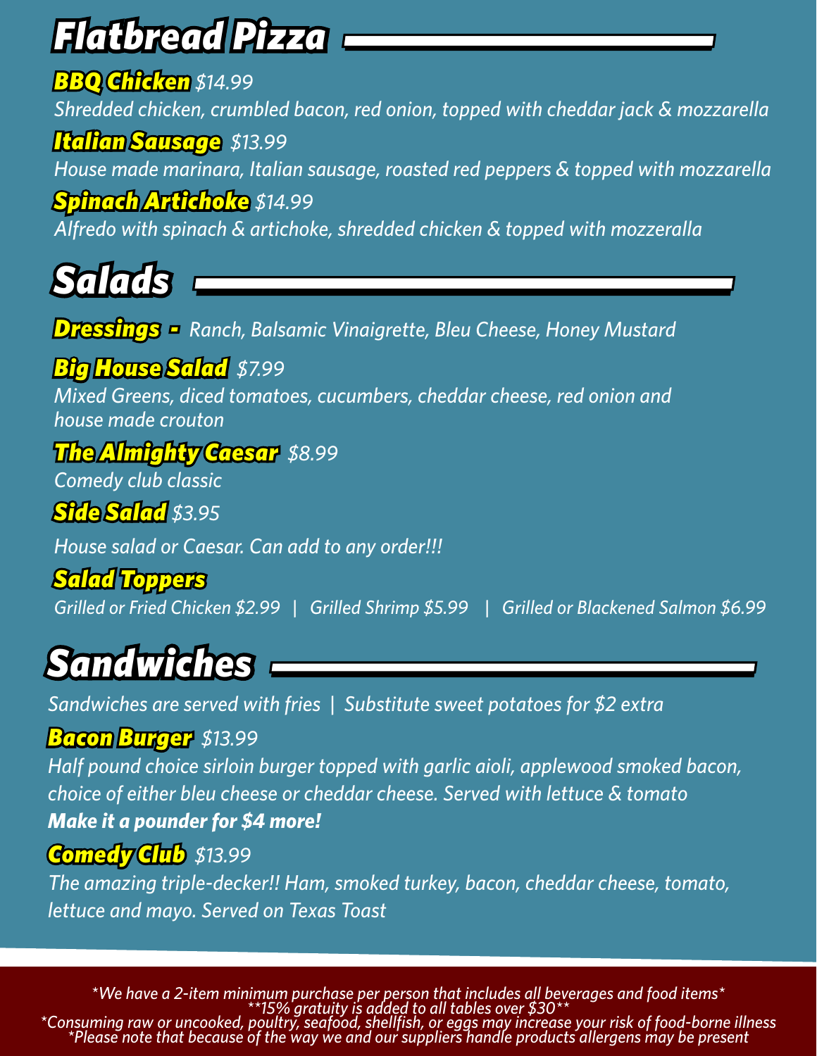# Flatbread Pizza

### BBQ Chicken $14.99

*Shredded chicken, crumbled bacon, red onion, topped with cheddar jack & mozzarella*

### Italian Sausage $13.99

*House made marinara, Italian sausage, roasted red peppers & topped with mozzarella*

### Spinach Artichoke $14.99

*Alfredo with spinach & artichoke, shredded chicken & topped with mozzeralla*

# Salads

**Dressings -** *Ranch, Balsamic Vinaigrette, Bleu Cheese, Honey Mustard*

### Big House Salad $7.99

*Mixed Greens, diced tomatoes, cucumbers, cheddar cheese, red onion and house made crouton*

### The Almighty Caesar $8.99

*Comedy club classic*

### Side Salad $3.95

*House salad or Caesar. Can add to any order!!!*

### Salad Toppers

*Grilled or Fried Chicken $2.99 | Grilled Shrimp $5.99 | Grilled or Blackened Salmon $6.99*

# Sandwiches

*Sandwiches are served with fries | Substitute sweet potatoes for $2 extra*

### Bacon Burger $13.99

*Half pound choice sirloin burger topped with garlic aioli, applewood smoked bacon, choice of either bleu cheese or cheddar cheese. Served with lettuce & tomato*

***Make it a pounder for $4 more!***

### Comedy Club $13.99

*The amazing triple-decker!! Ham, smoked turkey, bacon, cheddar cheese, tomato, lettuce and mayo. Served on Texas Toast*

*We have a 2-item minimum purchase per person that includes all beverages and food items*
**15% gratuity is added to all tables over $30**
*Consuming raw or uncooked, poultry, seafood, shellfish, or eggs may increase your risk of food-borne illness
*Please note that because of the way we and our suppliers handle products allergens may be present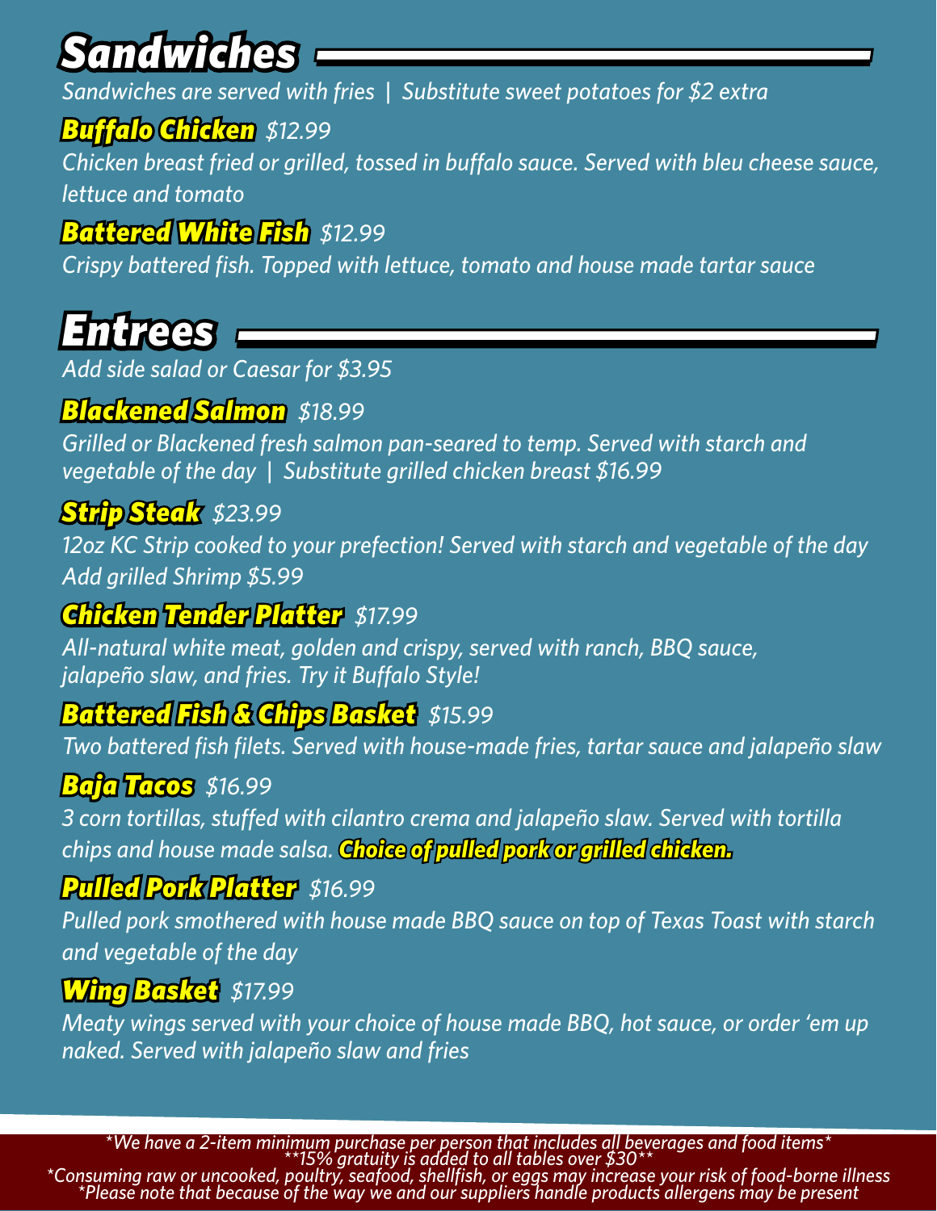# Sandwiches

*Sandwiches are served with fries | Substitute sweet potatoes for $2 extra*

### Buffalo Chicken $12.99

*Chicken breast fried or grilled, tossed in buffalo sauce. Served with bleu cheese sauce, lettuce and tomato*

### Battered White Fish $12.99

*Crispy battered fish. Topped with lettuce, tomato and house made tartar sauce*

# Entrees

*Add side salad or Caesar for $3.95*

### Blackened Salmon $18.99

*Grilled or Blackened fresh salmon pan-seared to temp. Served with starch and vegetable of the day | Substitute grilled chicken breast $16.99*

### Strip Steak $23.99

*12oz KC Strip cooked to your prefection! Served with starch and vegetable of the day*
*Add grilled Shrimp $5.99*

### Chicken Tender Platter $17.99

*All-natural white meat, golden and crispy, served with ranch, BBQ sauce, jalapeño slaw, and fries. Try it Buffalo Style!*

### Battered Fish & Chips Basket $15.99

*Two battered fish filets. Served with house-made fries, tartar sauce and jalapeño slaw*

### Baja Tacos $16.99

*3 corn tortillas, stuffed with cilantro crema and jalapeño slaw. Served with tortilla chips and house made salsa.* ***Choice of pulled pork or grilled chicken.***

### Pulled Pork Platter $16.99

*Pulled pork smothered with house made BBQ sauce on top of Texas Toast with starch and vegetable of the day*

### Wing Basket $17.99

*Meaty wings served with your choice of house made BBQ, hot sauce, or order 'em up naked. Served with jalapeño slaw and fries*

*We have a 2-item minimum purchase per person that includes all beverages and food items*
**15% gratuity is added to all tables over $30**
*Consuming raw or uncooked, poultry, seafood, shellfish, or eggs may increase your risk of food-borne illness
*Please note that because of the way we and our suppliers handle products allergens may be present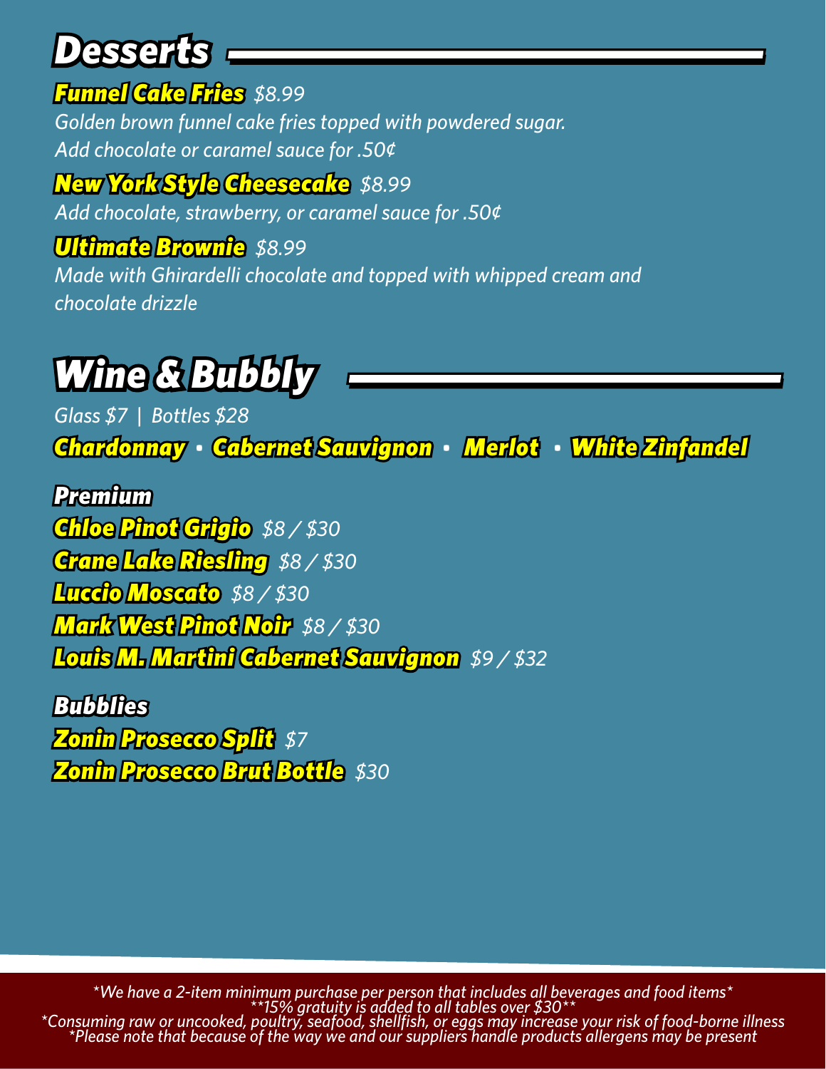# Desserts

**Funnel Cake Fries** *$8.99*

*Golden brown funnel cake fries topped with powdered sugar.*
*Add chocolate or caramel sauce for .50¢*

**New York Style Cheesecake** *$8.99*

*Add chocolate, strawberry, or caramel sauce for .50¢*

**Ultimate Brownie** *$8.99*

*Made with Ghirardelli chocolate and topped with whipped cream and chocolate drizzle*

# Wine & Bubbly

*Glass $7 | Bottles $28*

**Chardonnay • Cabernet Sauvignon • Merlot • White Zinfandel**

### Premium

**Chloe Pinot Grigio** *$8 / $30*
**Crane Lake Riesling** *$8 / $30*
**Luccio Moscato** *$8 / $30*
**Mark West Pinot Noir** *$8 / $30*
**Louis M. Martini Cabernet Sauvignon** *$9 / $32*

### Bubblies

**Zonin Prosecco Split** *$7*
**Zonin Prosecco Brut Bottle** *$30*

*We have a 2-item minimum purchase per person that includes all beverages and food items*
**15% gratuity is added to all tables over $30**
*Consuming raw or uncooked, poultry, seafood, shellfish, or eggs may increase your risk of food-borne illness
*Please note that because of the way we and our suppliers handle products allergens may be present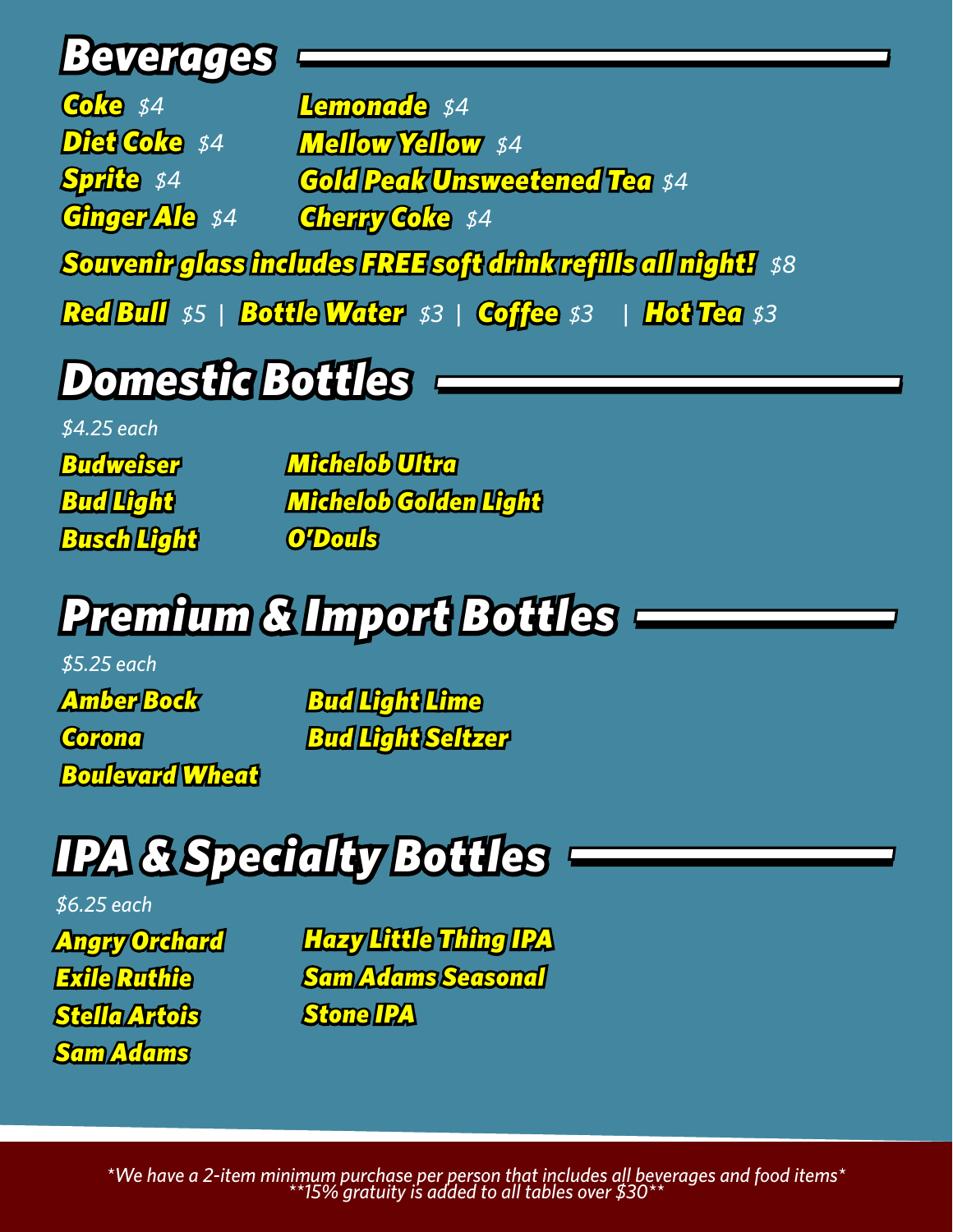# Beverages

**Coke** *$4*
**Diet Coke** *$4*
**Sprite** *$4*
**Ginger Ale** *$4*
**Lemonade** *$4*
**Mellow Yellow** *$4*
**Gold Peak Unsweetened Tea** *$4*
**Cherry Coke** *$4*

**Souvenir glass includes FREE soft drink refills all night!** *$8*

**Red Bull** *$5* | **Bottle Water** *$3* | **Coffee** *$3* | **Hot Tea** *$3*

# Domestic Bottles

*$4.25 each*

**Budweiser**
**Bud Light**
**Busch Light**
**Michelob Ultra**
**Michelob Golden Light**
**O'Douls**

# Premium & Import Bottles

*$5.25 each*

**Amber Bock**
**Corona**
**Boulevard Wheat**
**Bud Light Lime**
**Bud Light Seltzer**

# IPA & Specialty Bottles

*$6.25 each*

**Angry Orchard**
**Exile Ruthie**
**Stella Artois**
**Sam Adams**
**Hazy Little Thing IPA**
**Sam Adams Seasonal**
**Stone IPA**

*We have a 2-item minimum purchase per person that includes all beverages and food items*
**15% gratuity is added to all tables over $30**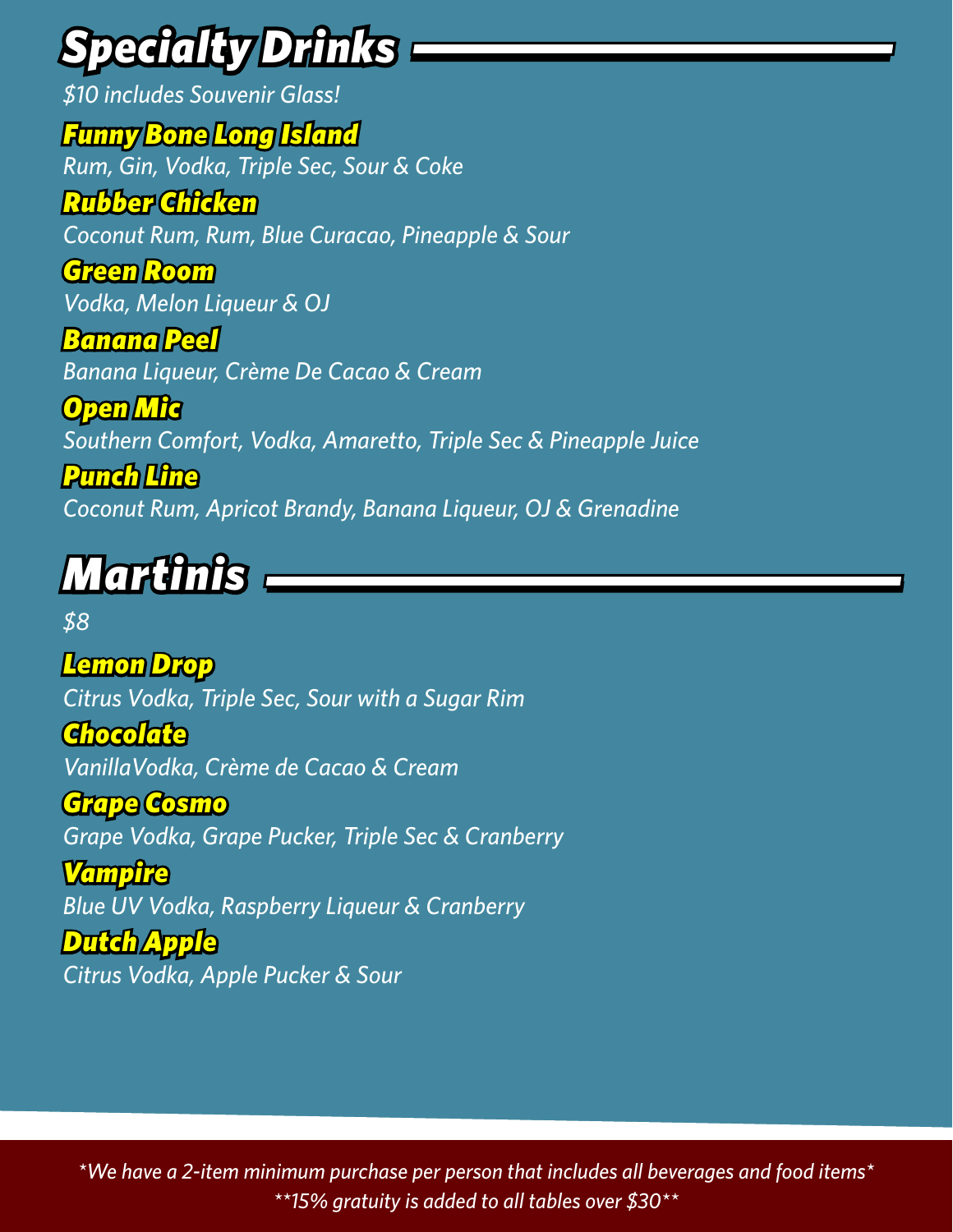## Specialty Drinks

*$10 includes Souvenir Glass!*

**Funny Bone Long Island**
*Rum, Gin, Vodka, Triple Sec, Sour & Coke*

**Rubber Chicken**
*Coconut Rum, Rum, Blue Curacao, Pineapple & Sour*

**Green Room**
*Vodka, Melon Liqueur & OJ*

**Banana Peel**
*Banana Liqueur, Crème De Cacao & Cream*

**Open Mic**
*Southern Comfort, Vodka, Amaretto, Triple Sec & Pineapple Juice*

**Punch Line**
*Coconut Rum, Apricot Brandy, Banana Liqueur, OJ & Grenadine*

## Martinis

*$8*

**Lemon Drop**
*Citrus Vodka, Triple Sec, Sour with a Sugar Rim*

**Chocolate**
*VanillaVodka, Crème de Cacao & Cream*

**Grape Cosmo**
*Grape Vodka, Grape Pucker, Triple Sec & Cranberry*

**Vampire**
*Blue UV Vodka, Raspberry Liqueur & Cranberry*

**Dutch Apple**
*Citrus Vodka, Apple Pucker & Sour*

*We have a 2-item minimum purchase per person that includes all beverages and food items*
**15% gratuity is added to all tables over $30**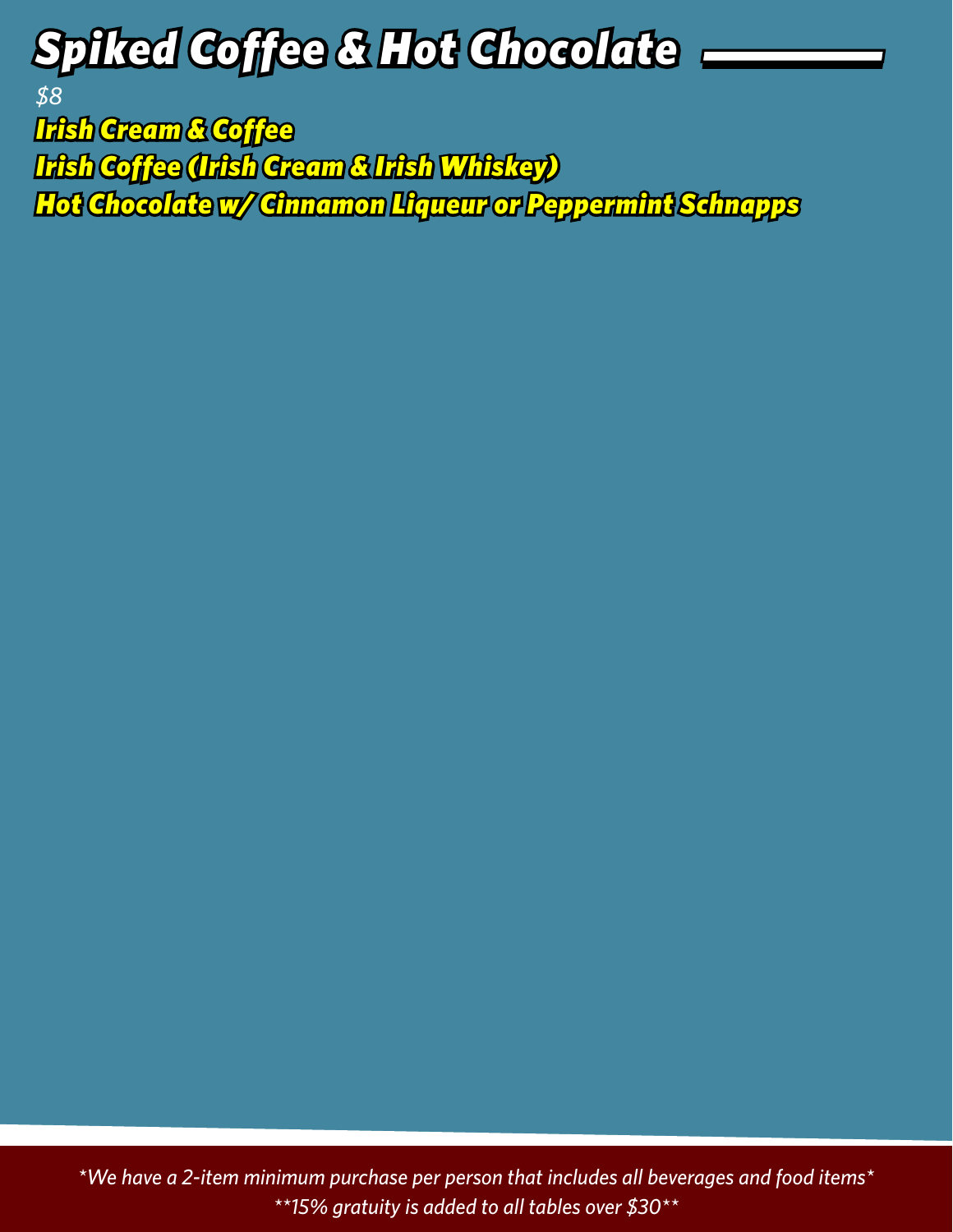# Spiked Coffee & Hot Chocolate

*$8*

***Irish Cream & Coffee***

***Irish Coffee (Irish Cream & Irish Whiskey)***

***Hot Chocolate w/ Cinnamon Liqueur or Peppermint Schnapps***

*\*We have a 2-item minimum purchase per person that includes all beverages and food items\**

*\*\*15% gratuity is added to all tables over $30\*\**